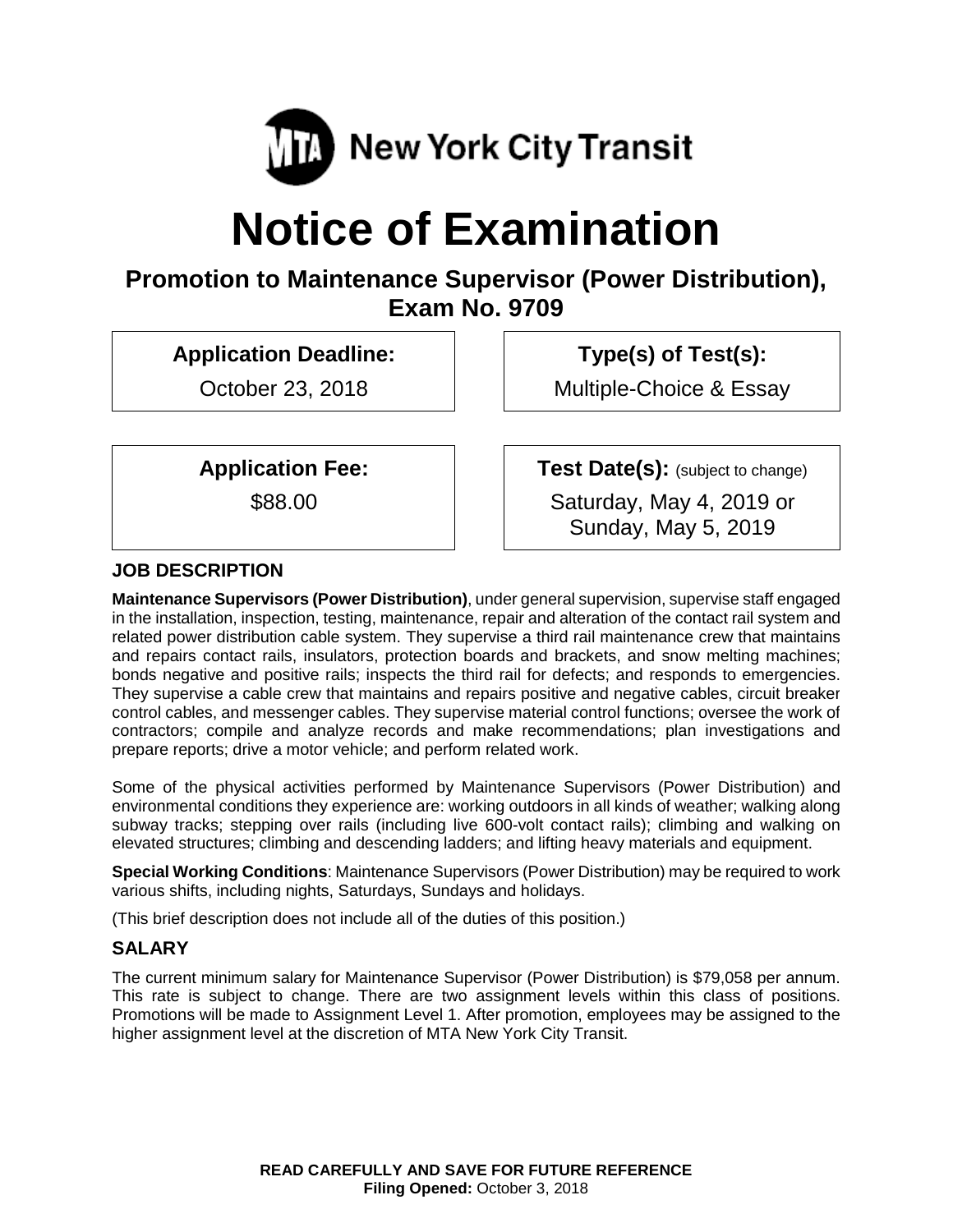MTA New York City Transit

# Notice of Examination

## Promotion to Maintenance Supervisor (Power Distribution), Exam No. 9709

| **Application Deadline:** | **Type(s) of Test(s):** |
|---|---|
| October 23, 2018 | Multiple-Choice & Essay |

| **Application Fee:** | **Test Date(s):** (subject to change) |
|---|---|
| $88.00 | Saturday, May 4, 2019 or Sunday, May 5, 2019 |

### JOB DESCRIPTION

**Maintenance Supervisors (Power Distribution)**, under general supervision, supervise staff engaged in the installation, inspection, testing, maintenance, repair and alteration of the contact rail system and related power distribution cable system. They supervise a third rail maintenance crew that maintains and repairs contact rails, insulators, protection boards and brackets, and snow melting machines; bonds negative and positive rails; inspects the third rail for defects; and responds to emergencies. They supervise a cable crew that maintains and repairs positive and negative cables, circuit breaker control cables, and messenger cables. They supervise material control functions; oversee the work of contractors; compile and analyze records and make recommendations; plan investigations and prepare reports; drive a motor vehicle; and perform related work.

Some of the physical activities performed by Maintenance Supervisors (Power Distribution) and environmental conditions they experience are: working outdoors in all kinds of weather; walking along subway tracks; stepping over rails (including live 600-volt contact rails); climbing and walking on elevated structures; climbing and descending ladders; and lifting heavy materials and equipment.

**Special Working Conditions**: Maintenance Supervisors (Power Distribution) may be required to work various shifts, including nights, Saturdays, Sundays and holidays.

(This brief description does not include all of the duties of this position.)

### SALARY

The current minimum salary for Maintenance Supervisor (Power Distribution) is $79,058 per annum. This rate is subject to change. There are two assignment levels within this class of positions. Promotions will be made to Assignment Level 1. After promotion, employees may be assigned to the higher assignment level at the discretion of MTA New York City Transit.

**READ CAREFULLY AND SAVE FOR FUTURE REFERENCE**
**Filing Opened:** October 3, 2018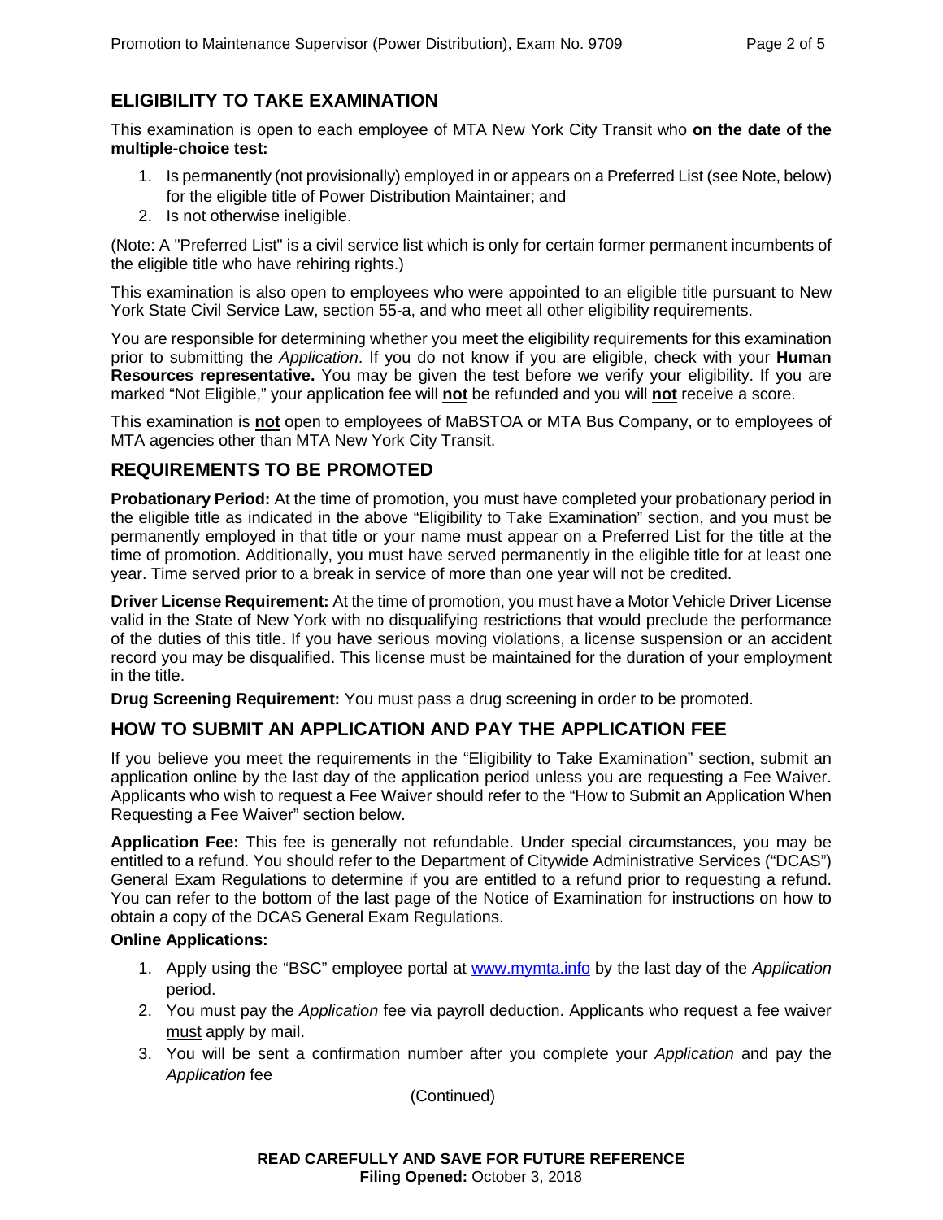## ELIGIBILITY TO TAKE EXAMINATION

This examination is open to each employee of MTA New York City Transit who **on the date of the multiple-choice test:**

1. Is permanently (not provisionally) employed in or appears on a Preferred List (see Note, below) for the eligible title of Power Distribution Maintainer; and
2. Is not otherwise ineligible.

(Note: A "Preferred List" is a civil service list which is only for certain former permanent incumbents of the eligible title who have rehiring rights.)

This examination is also open to employees who were appointed to an eligible title pursuant to New York State Civil Service Law, section 55-a, and who meet all other eligibility requirements.

You are responsible for determining whether you meet the eligibility requirements for this examination prior to submitting the *Application*. If you do not know if you are eligible, check with your **Human Resources representative.** You may be given the test before we verify your eligibility. If you are marked "Not Eligible," your application fee will **not** be refunded and you will **not** receive a score.

This examination is **not** open to employees of MaBSTOA or MTA Bus Company, or to employees of MTA agencies other than MTA New York City Transit.

## REQUIREMENTS TO BE PROMOTED

**Probationary Period:** At the time of promotion, you must have completed your probationary period in the eligible title as indicated in the above "Eligibility to Take Examination" section, and you must be permanently employed in that title or your name must appear on a Preferred List for the title at the time of promotion. Additionally, you must have served permanently in the eligible title for at least one year. Time served prior to a break in service of more than one year will not be credited.

**Driver License Requirement:** At the time of promotion, you must have a Motor Vehicle Driver License valid in the State of New York with no disqualifying restrictions that would preclude the performance of the duties of this title. If you have serious moving violations, a license suspension or an accident record you may be disqualified. This license must be maintained for the duration of your employment in the title.

**Drug Screening Requirement:** You must pass a drug screening in order to be promoted.

## HOW TO SUBMIT AN APPLICATION AND PAY THE APPLICATION FEE

If you believe you meet the requirements in the "Eligibility to Take Examination" section, submit an application online by the last day of the application period unless you are requesting a Fee Waiver. Applicants who wish to request a Fee Waiver should refer to the "How to Submit an Application When Requesting a Fee Waiver" section below.

**Application Fee:** This fee is generally not refundable. Under special circumstances, you may be entitled to a refund. You should refer to the Department of Citywide Administrative Services ("DCAS") General Exam Regulations to determine if you are entitled to a refund prior to requesting a refund. You can refer to the bottom of the last page of the Notice of Examination for instructions on how to obtain a copy of the DCAS General Exam Regulations.

**Online Applications:**

1. Apply using the "BSC" employee portal at www.mymta.info by the last day of the *Application* period.
2. You must pay the *Application* fee via payroll deduction. Applicants who request a fee waiver must apply by mail.
3. You will be sent a confirmation number after you complete your *Application* and pay the *Application* fee

(Continued)

**READ CAREFULLY AND SAVE FOR FUTURE REFERENCE**
**Filing Opened:** October 3, 2018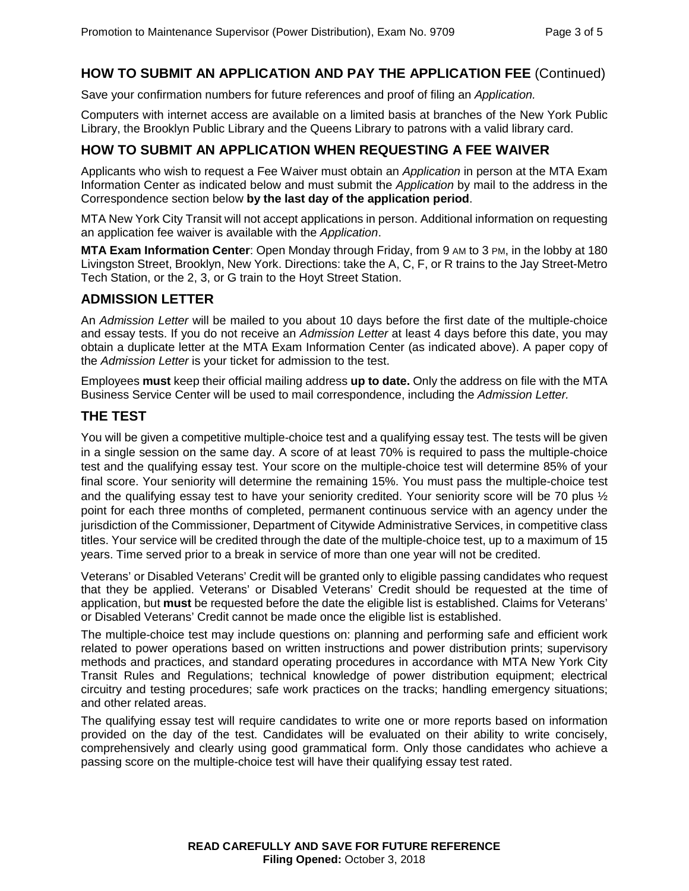## HOW TO SUBMIT AN APPLICATION AND PAY THE APPLICATION FEE (Continued)

Save your confirmation numbers for future references and proof of filing an *Application.*

Computers with internet access are available on a limited basis at branches of the New York Public Library, the Brooklyn Public Library and the Queens Library to patrons with a valid library card.

## HOW TO SUBMIT AN APPLICATION WHEN REQUESTING A FEE WAIVER

Applicants who wish to request a Fee Waiver must obtain an *Application* in person at the MTA Exam Information Center as indicated below and must submit the *Application* by mail to the address in the Correspondence section below **by the last day of the application period**.

MTA New York City Transit will not accept applications in person. Additional information on requesting an application fee waiver is available with the *Application*.

**MTA Exam Information Center**: Open Monday through Friday, from 9 AM to 3 PM, in the lobby at 180 Livingston Street, Brooklyn, New York. Directions: take the A, C, F, or R trains to the Jay Street-Metro Tech Station, or the 2, 3, or G train to the Hoyt Street Station.

## ADMISSION LETTER

An *Admission Letter* will be mailed to you about 10 days before the first date of the multiple-choice and essay tests. If you do not receive an *Admission Letter* at least 4 days before this date, you may obtain a duplicate letter at the MTA Exam Information Center (as indicated above). A paper copy of the *Admission Letter* is your ticket for admission to the test.

Employees **must** keep their official mailing address **up to date.** Only the address on file with the MTA Business Service Center will be used to mail correspondence, including the *Admission Letter.*

## THE TEST

You will be given a competitive multiple-choice test and a qualifying essay test. The tests will be given in a single session on the same day. A score of at least 70% is required to pass the multiple-choice test and the qualifying essay test. Your score on the multiple-choice test will determine 85% of your final score. Your seniority will determine the remaining 15%. You must pass the multiple-choice test and the qualifying essay test to have your seniority credited. Your seniority score will be 70 plus ½ point for each three months of completed, permanent continuous service with an agency under the jurisdiction of the Commissioner, Department of Citywide Administrative Services, in competitive class titles. Your service will be credited through the date of the multiple-choice test, up to a maximum of 15 years. Time served prior to a break in service of more than one year will not be credited.

Veterans' or Disabled Veterans' Credit will be granted only to eligible passing candidates who request that they be applied. Veterans' or Disabled Veterans' Credit should be requested at the time of application, but **must** be requested before the date the eligible list is established. Claims for Veterans' or Disabled Veterans' Credit cannot be made once the eligible list is established.

The multiple-choice test may include questions on: planning and performing safe and efficient work related to power operations based on written instructions and power distribution prints; supervisory methods and practices, and standard operating procedures in accordance with MTA New York City Transit Rules and Regulations; technical knowledge of power distribution equipment; electrical circuitry and testing procedures; safe work practices on the tracks; handling emergency situations; and other related areas.

The qualifying essay test will require candidates to write one or more reports based on information provided on the day of the test. Candidates will be evaluated on their ability to write concisely, comprehensively and clearly using good grammatical form. Only those candidates who achieve a passing score on the multiple-choice test will have their qualifying essay test rated.

**READ CAREFULLY AND SAVE FOR FUTURE REFERENCE**
**Filing Opened:** October 3, 2018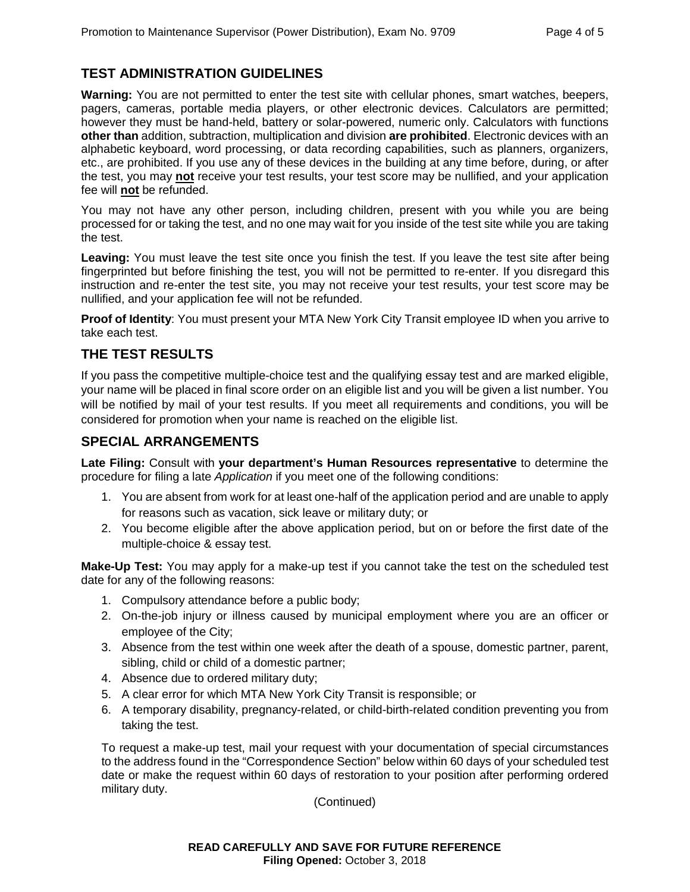## TEST ADMINISTRATION GUIDELINES

**Warning:** You are not permitted to enter the test site with cellular phones, smart watches, beepers, pagers, cameras, portable media players, or other electronic devices. Calculators are permitted; however they must be hand-held, battery or solar-powered, numeric only. Calculators with functions **other than** addition, subtraction, multiplication and division **are prohibited**. Electronic devices with an alphabetic keyboard, word processing, or data recording capabilities, such as planners, organizers, etc., are prohibited. If you use any of these devices in the building at any time before, during, or after the test, you may **not** receive your test results, your test score may be nullified, and your application fee will **not** be refunded.

You may not have any other person, including children, present with you while you are being processed for or taking the test, and no one may wait for you inside of the test site while you are taking the test.

**Leaving:** You must leave the test site once you finish the test. If you leave the test site after being fingerprinted but before finishing the test, you will not be permitted to re-enter. If you disregard this instruction and re-enter the test site, you may not receive your test results, your test score may be nullified, and your application fee will not be refunded.

**Proof of Identity**: You must present your MTA New York City Transit employee ID when you arrive to take each test.

## THE TEST RESULTS

If you pass the competitive multiple-choice test and the qualifying essay test and are marked eligible, your name will be placed in final score order on an eligible list and you will be given a list number. You will be notified by mail of your test results. If you meet all requirements and conditions, you will be considered for promotion when your name is reached on the eligible list.

## SPECIAL ARRANGEMENTS

**Late Filing:** Consult with **your department's Human Resources representative** to determine the procedure for filing a late *Application* if you meet one of the following conditions:

1. You are absent from work for at least one-half of the application period and are unable to apply for reasons such as vacation, sick leave or military duty; or
2. You become eligible after the above application period, but on or before the first date of the multiple-choice & essay test.

**Make-Up Test:** You may apply for a make-up test if you cannot take the test on the scheduled test date for any of the following reasons:

1. Compulsory attendance before a public body;
2. On-the-job injury or illness caused by municipal employment where you are an officer or employee of the City;
3. Absence from the test within one week after the death of a spouse, domestic partner, parent, sibling, child or child of a domestic partner;
4. Absence due to ordered military duty;
5. A clear error for which MTA New York City Transit is responsible; or
6. A temporary disability, pregnancy-related, or child-birth-related condition preventing you from taking the test.

To request a make-up test, mail your request with your documentation of special circumstances to the address found in the "Correspondence Section" below within 60 days of your scheduled test date or make the request within 60 days of restoration to your position after performing ordered military duty.

(Continued)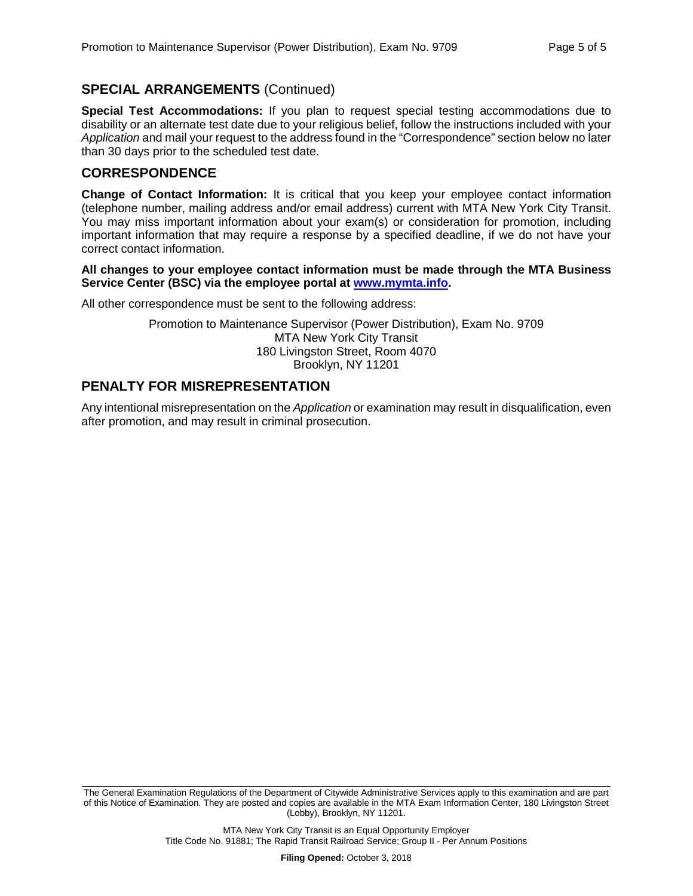## SPECIAL ARRANGEMENTS (Continued)

**Special Test Accommodations:** If you plan to request special testing accommodations due to disability or an alternate test date due to your religious belief, follow the instructions included with your *Application* and mail your request to the address found in the "Correspondence" section below no later than 30 days prior to the scheduled test date.

## CORRESPONDENCE

**Change of Contact Information:** It is critical that you keep your employee contact information (telephone number, mailing address and/or email address) current with MTA New York City Transit. You may miss important information about your exam(s) or consideration for promotion, including important information that may require a response by a specified deadline, if we do not have your correct contact information.

**All changes to your employee contact information must be made through the MTA Business Service Center (BSC) via the employee portal at [www.mymta.info](http://www.mymta.info).**

All other correspondence must be sent to the following address:

Promotion to Maintenance Supervisor (Power Distribution), Exam No. 9709
MTA New York City Transit
180 Livingston Street, Room 4070
Brooklyn, NY 11201

## PENALTY FOR MISREPRESENTATION

Any intentional misrepresentation on the *Application* or examination may result in disqualification, even after promotion, and may result in criminal prosecution.

---

The General Examination Regulations of the Department of Citywide Administrative Services apply to this examination and are part of this Notice of Examination. They are posted and copies are available in the MTA Exam Information Center, 180 Livingston Street (Lobby), Brooklyn, NY 11201.

MTA New York City Transit is an Equal Opportunity Employer
Title Code No. 91881; The Rapid Transit Railroad Service; Group II - Per Annum Positions

**Filing Opened:** October 3, 2018